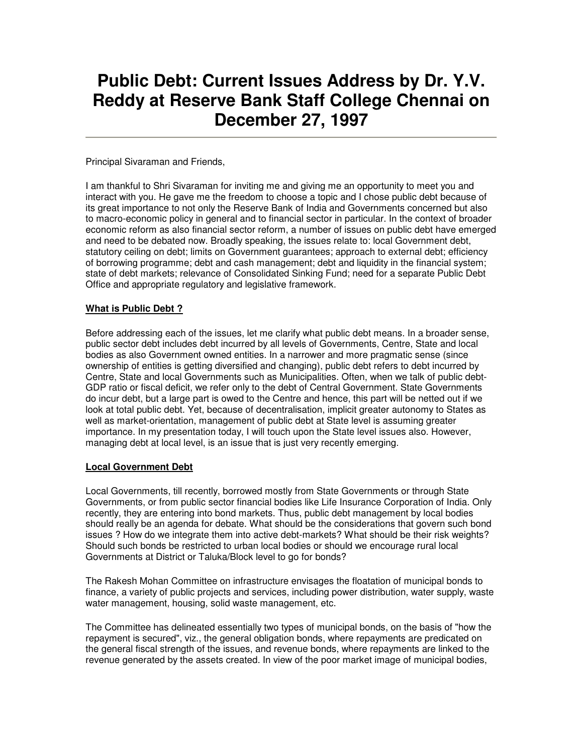# Public Debt: Current Issues Address by Dr. Y.V. Reddy at Reserve Bank Staff College Chennai on December 27, 1997

Principal Sivaraman and Friends,

I am thankful to Shri Sivaraman for inviting me and giving me an opportunity to meet you and interact with you. He gave me the freedom to choose a topic and I chose public debt because of its great importance to not only the Reserve Bank of India and Governments concerned but also to macro-economic policy in general and to financial sector in particular. In the context of broader economic reform as also financial sector reform, a number of issues on public debt have emerged and need to be debated now. Broadly speaking, the issues relate to: local Government debt, statutory ceiling on debt; limits on Government guarantees; approach to external debt; efficiency of borrowing programme; debt and cash management; debt and liquidity in the financial system; state of debt markets; relevance of Consolidated Sinking Fund; need for a separate Public Debt Office and appropriate regulatory and legislative framework.

## What is Public Debt ?

Before addressing each of the issues, let me clarify what public debt means. In a broader sense, public sector debt includes debt incurred by all levels of Governments, Centre, State and local bodies as also Government owned entities. In a narrower and more pragmatic sense (since ownership of entities is getting diversified and changing), public debt refers to debt incurred by Centre, State and local Governments such as Municipalities. Often, when we talk of public debt-GDP ratio or fiscal deficit, we refer only to the debt of Central Government. State Governments do incur debt, but a large part is owed to the Centre and hence, this part will be netted out if we look at total public debt. Yet, because of decentralisation, implicit greater autonomy to States as well as market-orientation, management of public debt at State level is assuming greater importance. In my presentation today, I will touch upon the State level issues also. However, managing debt at local level, is an issue that is just very recently emerging.

## Local Government Debt

Local Governments, till recently, borrowed mostly from State Governments or through State Governments, or from public sector financial bodies like Life Insurance Corporation of India. Only recently, they are entering into bond markets. Thus, public debt management by local bodies should really be an agenda for debate. What should be the considerations that govern such bond issues ? How do we integrate them into active debt-markets? What should be their risk weights? Should such bonds be restricted to urban local bodies or should we encourage rural local Governments at District or Taluka/Block level to go for bonds?

The Rakesh Mohan Committee on infrastructure envisages the floatation of municipal bonds to finance, a variety of public projects and services, including power distribution, water supply, waste water management, housing, solid waste management, etc.

The Committee has delineated essentially two types of municipal bonds, on the basis of "how the repayment is secured", viz., the general obligation bonds, where repayments are predicated on the general fiscal strength of the issues, and revenue bonds, where repayments are linked to the revenue generated by the assets created. In view of the poor market image of municipal bodies,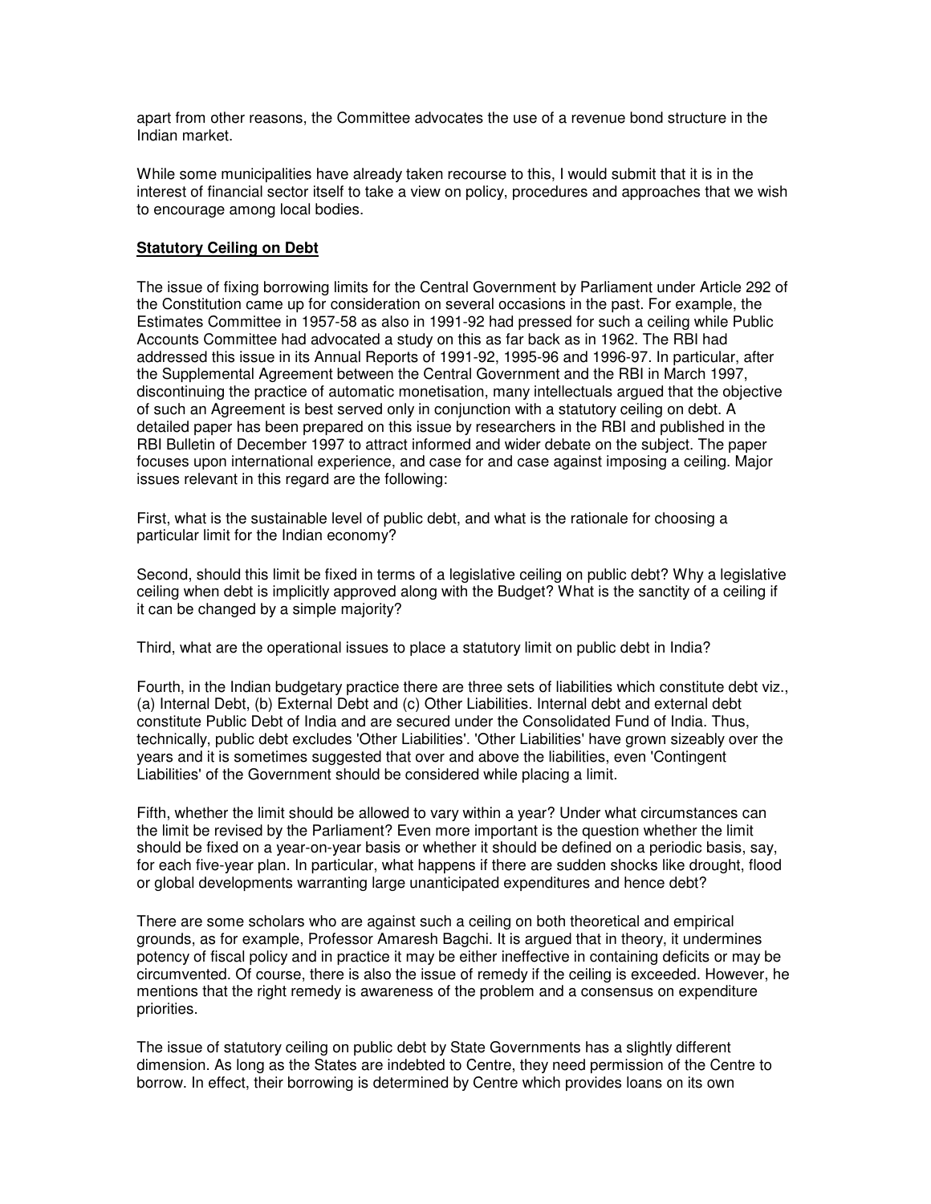apart from other reasons, the Committee advocates the use of a revenue bond structure in the Indian market.

While some municipalities have already taken recourse to this, I would submit that it is in the interest of financial sector itself to take a view on policy, procedures and approaches that we wish to encourage among local bodies.

**Statutory Ceiling on Debt**

The issue of fixing borrowing limits for the Central Government by Parliament under Article 292 of the Constitution came up for consideration on several occasions in the past. For example, the Estimates Committee in 1957-58 as also in 1991-92 had pressed for such a ceiling while Public Accounts Committee had advocated a study on this as far back as in 1962. The RBI had addressed this issue in its Annual Reports of 1991-92, 1995-96 and 1996-97. In particular, after the Supplemental Agreement between the Central Government and the RBI in March 1997, discontinuing the practice of automatic monetisation, many intellectuals argued that the objective of such an Agreement is best served only in conjunction with a statutory ceiling on debt. A detailed paper has been prepared on this issue by researchers in the RBI and published in the RBI Bulletin of December 1997 to attract informed and wider debate on the subject. The paper focuses upon international experience, and case for and case against imposing a ceiling. Major issues relevant in this regard are the following:

First, what is the sustainable level of public debt, and what is the rationale for choosing a particular limit for the Indian economy?

Second, should this limit be fixed in terms of a legislative ceiling on public debt? Why a legislative ceiling when debt is implicitly approved along with the Budget? What is the sanctity of a ceiling if it can be changed by a simple majority?

Third, what are the operational issues to place a statutory limit on public debt in India?

Fourth, in the Indian budgetary practice there are three sets of liabilities which constitute debt viz., (a) Internal Debt, (b) External Debt and (c) Other Liabilities. Internal debt and external debt constitute Public Debt of India and are secured under the Consolidated Fund of India. Thus, technically, public debt excludes 'Other Liabilities'. 'Other Liabilities' have grown sizeably over the years and it is sometimes suggested that over and above the liabilities, even 'Contingent Liabilities' of the Government should be considered while placing a limit.

Fifth, whether the limit should be allowed to vary within a year? Under what circumstances can the limit be revised by the Parliament? Even more important is the question whether the limit should be fixed on a year-on-year basis or whether it should be defined on a periodic basis, say, for each five-year plan. In particular, what happens if there are sudden shocks like drought, flood or global developments warranting large unanticipated expenditures and hence debt?

There are some scholars who are against such a ceiling on both theoretical and empirical grounds, as for example, Professor Amaresh Bagchi. It is argued that in theory, it undermines potency of fiscal policy and in practice it may be either ineffective in containing deficits or may be circumvented. Of course, there is also the issue of remedy if the ceiling is exceeded. However, he mentions that the right remedy is awareness of the problem and a consensus on expenditure priorities.

The issue of statutory ceiling on public debt by State Governments has a slightly different dimension. As long as the States are indebted to Centre, they need permission of the Centre to borrow. In effect, their borrowing is determined by Centre which provides loans on its own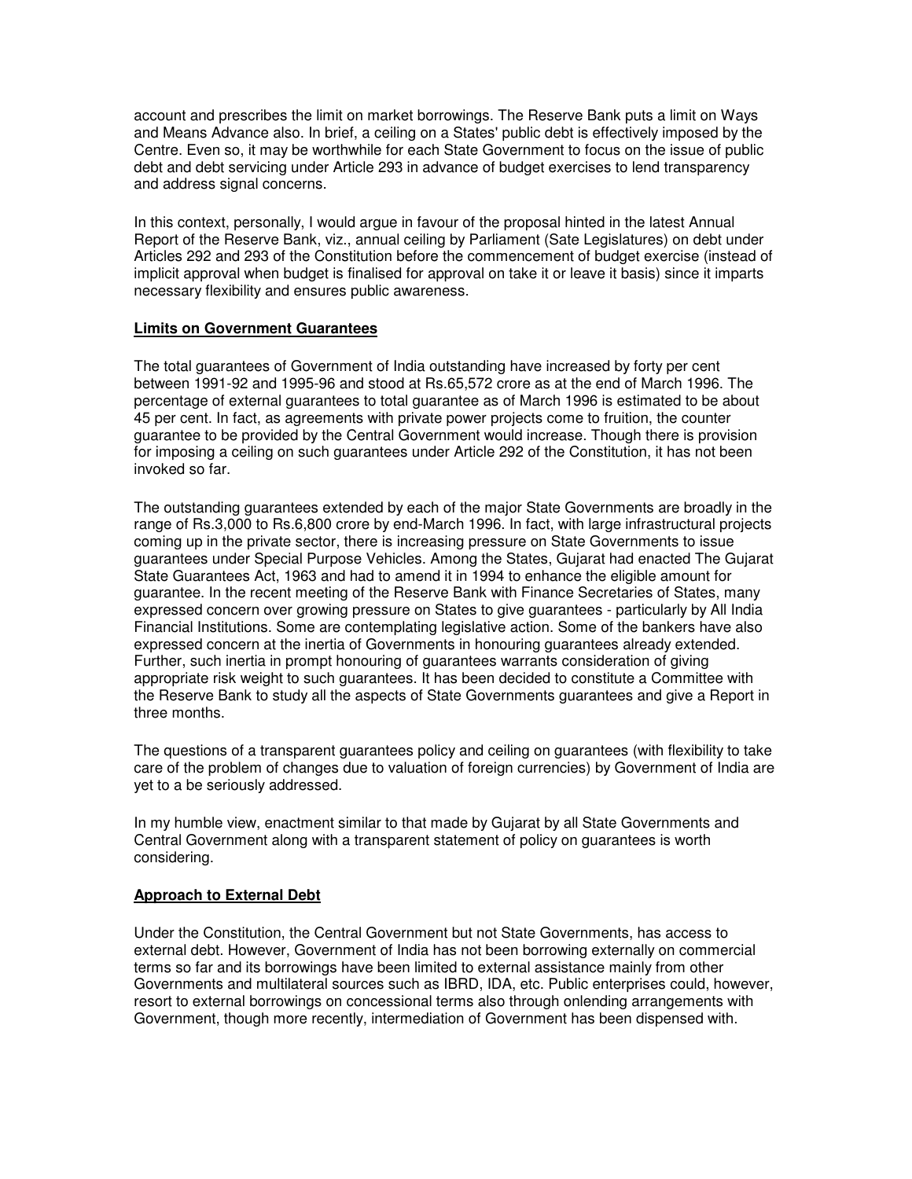account and prescribes the limit on market borrowings. The Reserve Bank puts a limit on Ways and Means Advance also. In brief, a ceiling on a States' public debt is effectively imposed by the Centre. Even so, it may be worthwhile for each State Government to focus on the issue of public debt and debt servicing under Article 293 in advance of budget exercises to lend transparency and address signal concerns.

In this context, personally, I would argue in favour of the proposal hinted in the latest Annual Report of the Reserve Bank, viz., annual ceiling by Parliament (Sate Legislatures) on debt under Articles 292 and 293 of the Constitution before the commencement of budget exercise (instead of implicit approval when budget is finalised for approval on take it or leave it basis) since it imparts necessary flexibility and ensures public awareness.

**Limits on Government Guarantees**

The total guarantees of Government of India outstanding have increased by forty per cent between 1991-92 and 1995-96 and stood at Rs.65,572 crore as at the end of March 1996. The percentage of external guarantees to total guarantee as of March 1996 is estimated to be about 45 per cent. In fact, as agreements with private power projects come to fruition, the counter guarantee to be provided by the Central Government would increase. Though there is provision for imposing a ceiling on such guarantees under Article 292 of the Constitution, it has not been invoked so far.

The outstanding guarantees extended by each of the major State Governments are broadly in the range of Rs.3,000 to Rs.6,800 crore by end-March 1996. In fact, with large infrastructural projects coming up in the private sector, there is increasing pressure on State Governments to issue guarantees under Special Purpose Vehicles. Among the States, Gujarat had enacted The Gujarat State Guarantees Act, 1963 and had to amend it in 1994 to enhance the eligible amount for guarantee. In the recent meeting of the Reserve Bank with Finance Secretaries of States, many expressed concern over growing pressure on States to give guarantees - particularly by All India Financial Institutions. Some are contemplating legislative action. Some of the bankers have also expressed concern at the inertia of Governments in honouring guarantees already extended. Further, such inertia in prompt honouring of guarantees warrants consideration of giving appropriate risk weight to such guarantees. It has been decided to constitute a Committee with the Reserve Bank to study all the aspects of State Governments guarantees and give a Report in three months.

The questions of a transparent guarantees policy and ceiling on guarantees (with flexibility to take care of the problem of changes due to valuation of foreign currencies) by Government of India are yet to a be seriously addressed.

In my humble view, enactment similar to that made by Gujarat by all State Governments and Central Government along with a transparent statement of policy on guarantees is worth considering.

**Approach to External Debt**

Under the Constitution, the Central Government but not State Governments, has access to external debt. However, Government of India has not been borrowing externally on commercial terms so far and its borrowings have been limited to external assistance mainly from other Governments and multilateral sources such as IBRD, IDA, etc. Public enterprises could, however, resort to external borrowings on concessional terms also through onlending arrangements with Government, though more recently, intermediation of Government has been dispensed with.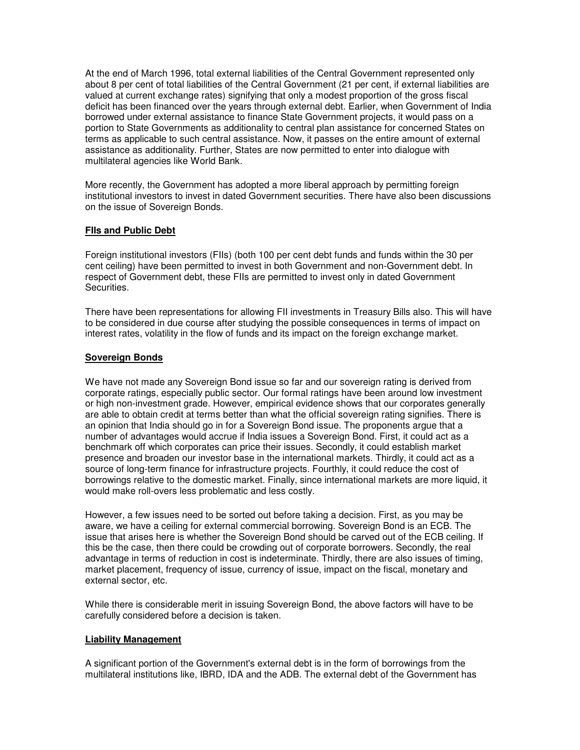At the end of March 1996, total external liabilities of the Central Government represented only about 8 per cent of total liabilities of the Central Government (21 per cent, if external liabilities are valued at current exchange rates) signifying that only a modest proportion of the gross fiscal deficit has been financed over the years through external debt. Earlier, when Government of India borrowed under external assistance to finance State Government projects, it would pass on a portion to State Governments as additionality to central plan assistance for concerned States on terms as applicable to such central assistance. Now, it passes on the entire amount of external assistance as additionality. Further, States are now permitted to enter into dialogue with multilateral agencies like World Bank.

More recently, the Government has adopted a more liberal approach by permitting foreign institutional investors to invest in dated Government securities. There have also been discussions on the issue of Sovereign Bonds.

## FIIs and Public Debt

Foreign institutional investors (FIIs) (both 100 per cent debt funds and funds within the 30 per cent ceiling) have been permitted to invest in both Government and non-Government debt. In respect of Government debt, these FIIs are permitted to invest only in dated Government Securities.

There have been representations for allowing FII investments in Treasury Bills also. This will have to be considered in due course after studying the possible consequences in terms of impact on interest rates, volatility in the flow of funds and its impact on the foreign exchange market.

## Sovereign Bonds

We have not made any Sovereign Bond issue so far and our sovereign rating is derived from corporate ratings, especially public sector. Our formal ratings have been around low investment or high non-investment grade. However, empirical evidence shows that our corporates generally are able to obtain credit at terms better than what the official sovereign rating signifies. There is an opinion that India should go in for a Sovereign Bond issue. The proponents argue that a number of advantages would accrue if India issues a Sovereign Bond. First, it could act as a benchmark off which corporates can price their issues. Secondly, it could establish market presence and broaden our investor base in the international markets. Thirdly, it could act as a source of long-term finance for infrastructure projects. Fourthly, it could reduce the cost of borrowings relative to the domestic market. Finally, since international markets are more liquid, it would make roll-overs less problematic and less costly.

However, a few issues need to be sorted out before taking a decision. First, as you may be aware, we have a ceiling for external commercial borrowing. Sovereign Bond is an ECB. The issue that arises here is whether the Sovereign Bond should be carved out of the ECB ceiling. If this be the case, then there could be crowding out of corporate borrowers. Secondly, the real advantage in terms of reduction in cost is indeterminate. Thirdly, there are also issues of timing, market placement, frequency of issue, currency of issue, impact on the fiscal, monetary and external sector, etc.

While there is considerable merit in issuing Sovereign Bond, the above factors will have to be carefully considered before a decision is taken.

## Liability Management

A significant portion of the Government's external debt is in the form of borrowings from the multilateral institutions like, IBRD, IDA and the ADB. The external debt of the Government has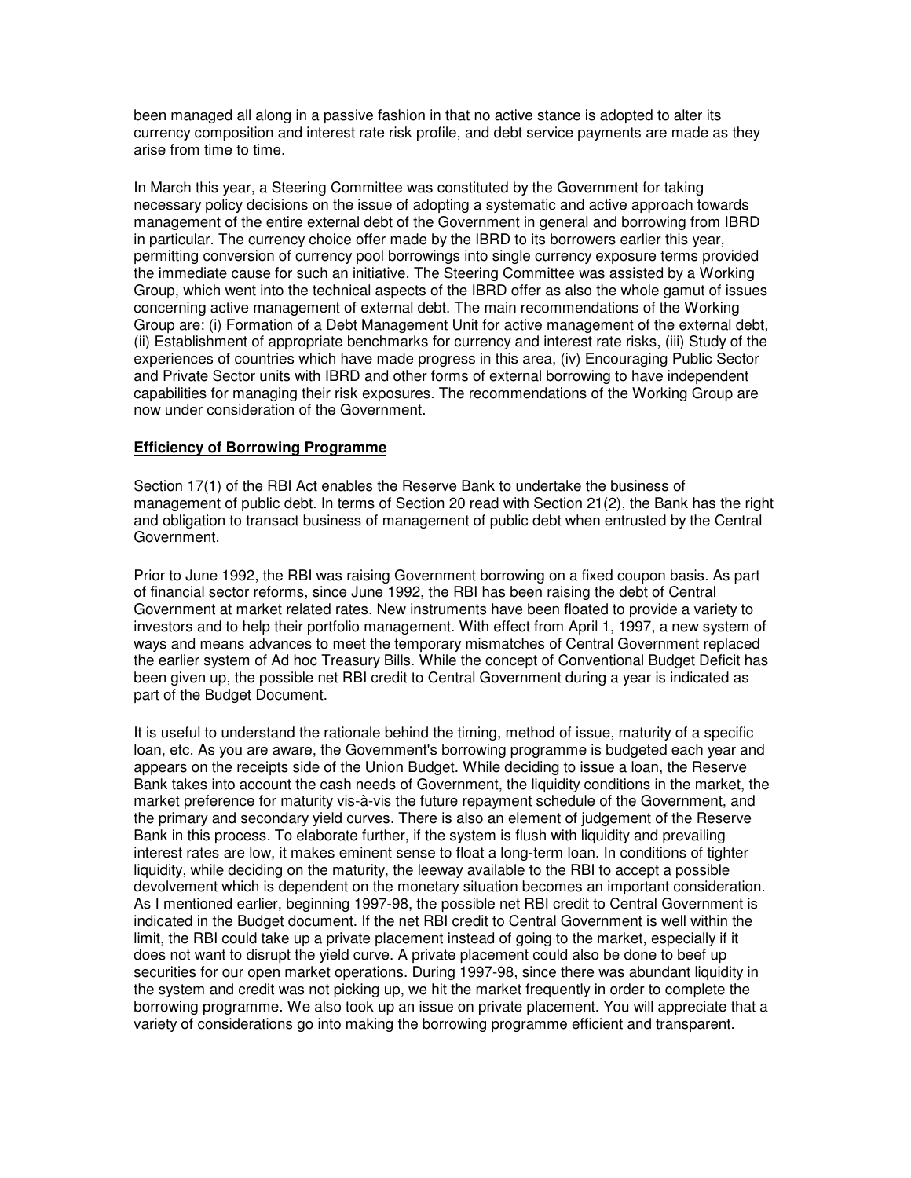been managed all along in a passive fashion in that no active stance is adopted to alter its currency composition and interest rate risk profile, and debt service payments are made as they arise from time to time.

In March this year, a Steering Committee was constituted by the Government for taking necessary policy decisions on the issue of adopting a systematic and active approach towards management of the entire external debt of the Government in general and borrowing from IBRD in particular. The currency choice offer made by the IBRD to its borrowers earlier this year, permitting conversion of currency pool borrowings into single currency exposure terms provided the immediate cause for such an initiative. The Steering Committee was assisted by a Working Group, which went into the technical aspects of the IBRD offer as also the whole gamut of issues concerning active management of external debt. The main recommendations of the Working Group are: (i) Formation of a Debt Management Unit for active management of the external debt, (ii) Establishment of appropriate benchmarks for currency and interest rate risks, (iii) Study of the experiences of countries which have made progress in this area, (iv) Encouraging Public Sector and Private Sector units with IBRD and other forms of external borrowing to have independent capabilities for managing their risk exposures. The recommendations of the Working Group are now under consideration of the Government.

**Efficiency of Borrowing Programme**

Section 17(1) of the RBI Act enables the Reserve Bank to undertake the business of management of public debt. In terms of Section 20 read with Section 21(2), the Bank has the right and obligation to transact business of management of public debt when entrusted by the Central Government.

Prior to June 1992, the RBI was raising Government borrowing on a fixed coupon basis. As part of financial sector reforms, since June 1992, the RBI has been raising the debt of Central Government at market related rates. New instruments have been floated to provide a variety to investors and to help their portfolio management. With effect from April 1, 1997, a new system of ways and means advances to meet the temporary mismatches of Central Government replaced the earlier system of Ad hoc Treasury Bills. While the concept of Conventional Budget Deficit has been given up, the possible net RBI credit to Central Government during a year is indicated as part of the Budget Document.

It is useful to understand the rationale behind the timing, method of issue, maturity of a specific loan, etc. As you are aware, the Government's borrowing programme is budgeted each year and appears on the receipts side of the Union Budget. While deciding to issue a loan, the Reserve Bank takes into account the cash needs of Government, the liquidity conditions in the market, the market preference for maturity vis-à-vis the future repayment schedule of the Government, and the primary and secondary yield curves. There is also an element of judgement of the Reserve Bank in this process. To elaborate further, if the system is flush with liquidity and prevailing interest rates are low, it makes eminent sense to float a long-term loan. In conditions of tighter liquidity, while deciding on the maturity, the leeway available to the RBI to accept a possible devolvement which is dependent on the monetary situation becomes an important consideration. As I mentioned earlier, beginning 1997-98, the possible net RBI credit to Central Government is indicated in the Budget document. If the net RBI credit to Central Government is well within the limit, the RBI could take up a private placement instead of going to the market, especially if it does not want to disrupt the yield curve. A private placement could also be done to beef up securities for our open market operations. During 1997-98, since there was abundant liquidity in the system and credit was not picking up, we hit the market frequently in order to complete the borrowing programme. We also took up an issue on private placement. You will appreciate that a variety of considerations go into making the borrowing programme efficient and transparent.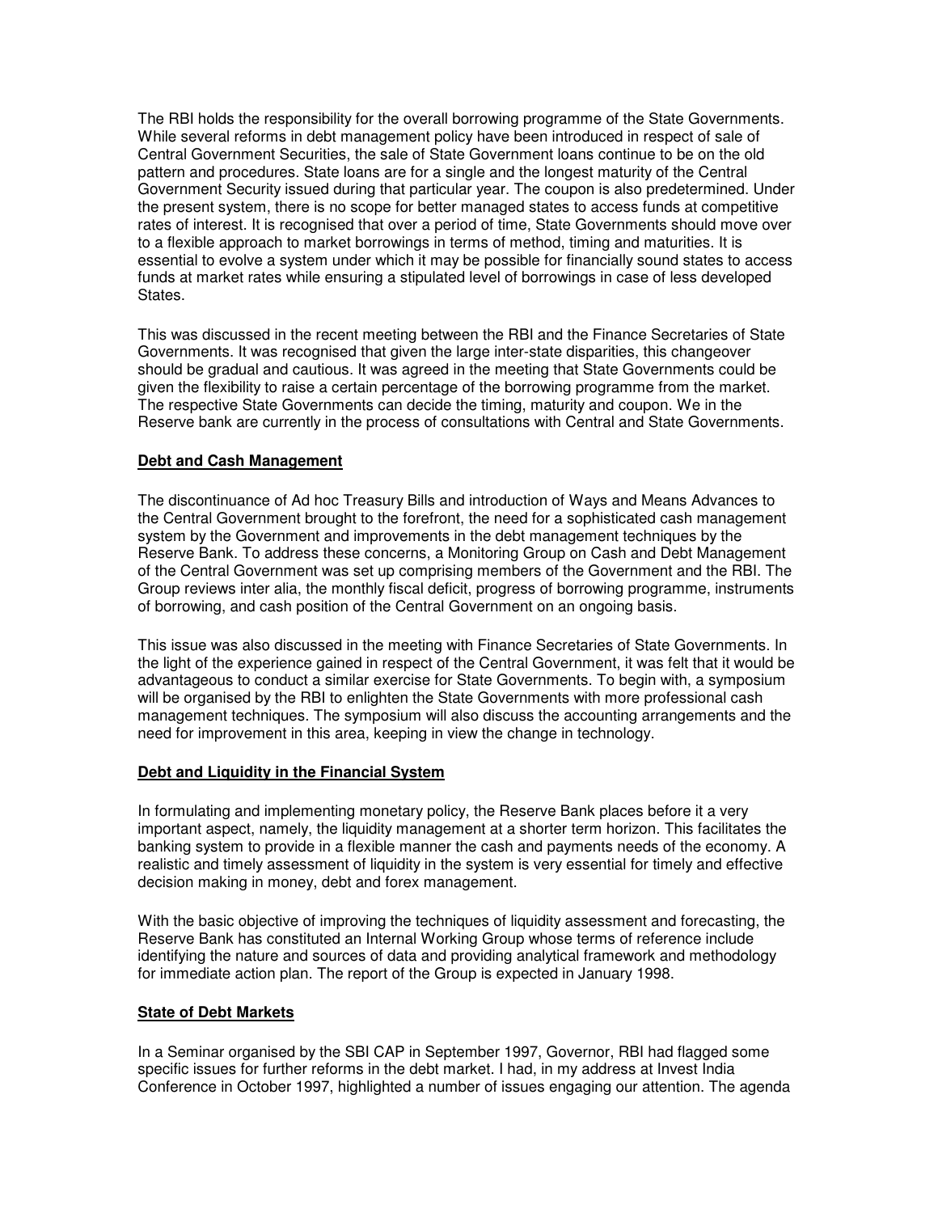The RBI holds the responsibility for the overall borrowing programme of the State Governments. While several reforms in debt management policy have been introduced in respect of sale of Central Government Securities, the sale of State Government loans continue to be on the old pattern and procedures. State loans are for a single and the longest maturity of the Central Government Security issued during that particular year. The coupon is also predetermined. Under the present system, there is no scope for better managed states to access funds at competitive rates of interest. It is recognised that over a period of time, State Governments should move over to a flexible approach to market borrowings in terms of method, timing and maturities. It is essential to evolve a system under which it may be possible for financially sound states to access funds at market rates while ensuring a stipulated level of borrowings in case of less developed States.

This was discussed in the recent meeting between the RBI and the Finance Secretaries of State Governments. It was recognised that given the large inter-state disparities, this changeover should be gradual and cautious. It was agreed in the meeting that State Governments could be given the flexibility to raise a certain percentage of the borrowing programme from the market. The respective State Governments can decide the timing, maturity and coupon. We in the Reserve bank are currently in the process of consultations with Central and State Governments.

**Debt and Cash Management**

The discontinuance of Ad hoc Treasury Bills and introduction of Ways and Means Advances to the Central Government brought to the forefront, the need for a sophisticated cash management system by the Government and improvements in the debt management techniques by the Reserve Bank. To address these concerns, a Monitoring Group on Cash and Debt Management of the Central Government was set up comprising members of the Government and the RBI. The Group reviews inter alia, the monthly fiscal deficit, progress of borrowing programme, instruments of borrowing, and cash position of the Central Government on an ongoing basis.

This issue was also discussed in the meeting with Finance Secretaries of State Governments. In the light of the experience gained in respect of the Central Government, it was felt that it would be advantageous to conduct a similar exercise for State Governments. To begin with, a symposium will be organised by the RBI to enlighten the State Governments with more professional cash management techniques. The symposium will also discuss the accounting arrangements and the need for improvement in this area, keeping in view the change in technology.

**Debt and Liquidity in the Financial System**

In formulating and implementing monetary policy, the Reserve Bank places before it a very important aspect, namely, the liquidity management at a shorter term horizon. This facilitates the banking system to provide in a flexible manner the cash and payments needs of the economy. A realistic and timely assessment of liquidity in the system is very essential for timely and effective decision making in money, debt and forex management.

With the basic objective of improving the techniques of liquidity assessment and forecasting, the Reserve Bank has constituted an Internal Working Group whose terms of reference include identifying the nature and sources of data and providing analytical framework and methodology for immediate action plan. The report of the Group is expected in January 1998.

**State of Debt Markets**

In a Seminar organised by the SBI CAP in September 1997, Governor, RBI had flagged some specific issues for further reforms in the debt market. I had, in my address at Invest India Conference in October 1997, highlighted a number of issues engaging our attention. The agenda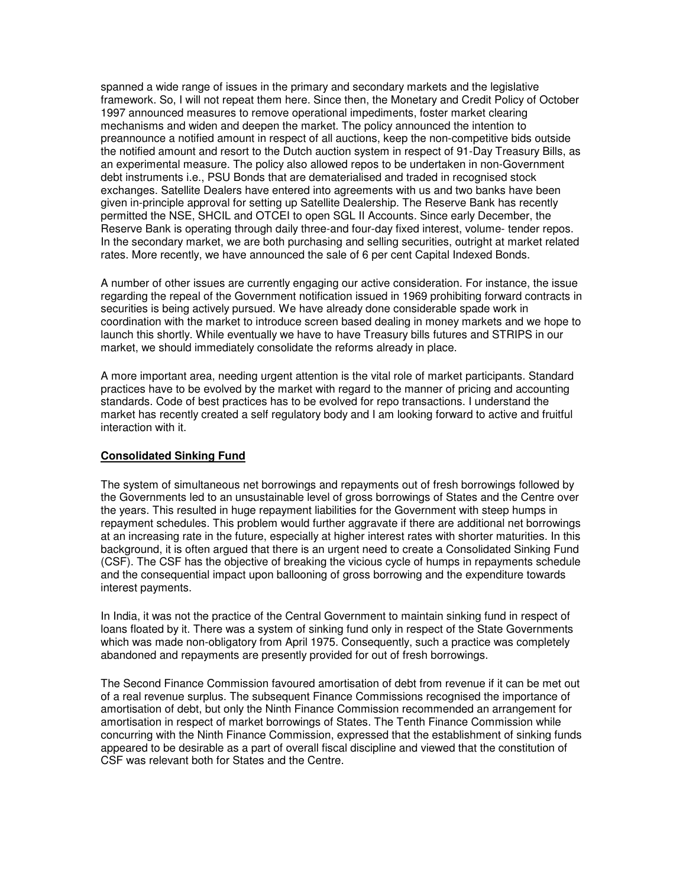spanned a wide range of issues in the primary and secondary markets and the legislative framework. So, I will not repeat them here. Since then, the Monetary and Credit Policy of October 1997 announced measures to remove operational impediments, foster market clearing mechanisms and widen and deepen the market. The policy announced the intention to preannounce a notified amount in respect of all auctions, keep the non-competitive bids outside the notified amount and resort to the Dutch auction system in respect of 91-Day Treasury Bills, as an experimental measure. The policy also allowed repos to be undertaken in non-Government debt instruments i.e., PSU Bonds that are dematerialised and traded in recognised stock exchanges. Satellite Dealers have entered into agreements with us and two banks have been given in-principle approval for setting up Satellite Dealership. The Reserve Bank has recently permitted the NSE, SHCIL and OTCEI to open SGL II Accounts. Since early December, the Reserve Bank is operating through daily three-and four-day fixed interest, volume- tender repos. In the secondary market, we are both purchasing and selling securities, outright at market related rates. More recently, we have announced the sale of 6 per cent Capital Indexed Bonds.

A number of other issues are currently engaging our active consideration. For instance, the issue regarding the repeal of the Government notification issued in 1969 prohibiting forward contracts in securities is being actively pursued. We have already done considerable spade work in coordination with the market to introduce screen based dealing in money markets and we hope to launch this shortly. While eventually we have to have Treasury bills futures and STRIPS in our market, we should immediately consolidate the reforms already in place.

A more important area, needing urgent attention is the vital role of market participants. Standard practices have to be evolved by the market with regard to the manner of pricing and accounting standards. Code of best practices has to be evolved for repo transactions. I understand the market has recently created a self regulatory body and I am looking forward to active and fruitful interaction with it.

**Consolidated Sinking Fund**

The system of simultaneous net borrowings and repayments out of fresh borrowings followed by the Governments led to an unsustainable level of gross borrowings of States and the Centre over the years. This resulted in huge repayment liabilities for the Government with steep humps in repayment schedules. This problem would further aggravate if there are additional net borrowings at an increasing rate in the future, especially at higher interest rates with shorter maturities. In this background, it is often argued that there is an urgent need to create a Consolidated Sinking Fund (CSF). The CSF has the objective of breaking the vicious cycle of humps in repayments schedule and the consequential impact upon ballooning of gross borrowing and the expenditure towards interest payments.

In India, it was not the practice of the Central Government to maintain sinking fund in respect of loans floated by it. There was a system of sinking fund only in respect of the State Governments which was made non-obligatory from April 1975. Consequently, such a practice was completely abandoned and repayments are presently provided for out of fresh borrowings.

The Second Finance Commission favoured amortisation of debt from revenue if it can be met out of a real revenue surplus. The subsequent Finance Commissions recognised the importance of amortisation of debt, but only the Ninth Finance Commission recommended an arrangement for amortisation in respect of market borrowings of States. The Tenth Finance Commission while concurring with the Ninth Finance Commission, expressed that the establishment of sinking funds appeared to be desirable as a part of overall fiscal discipline and viewed that the constitution of CSF was relevant both for States and the Centre.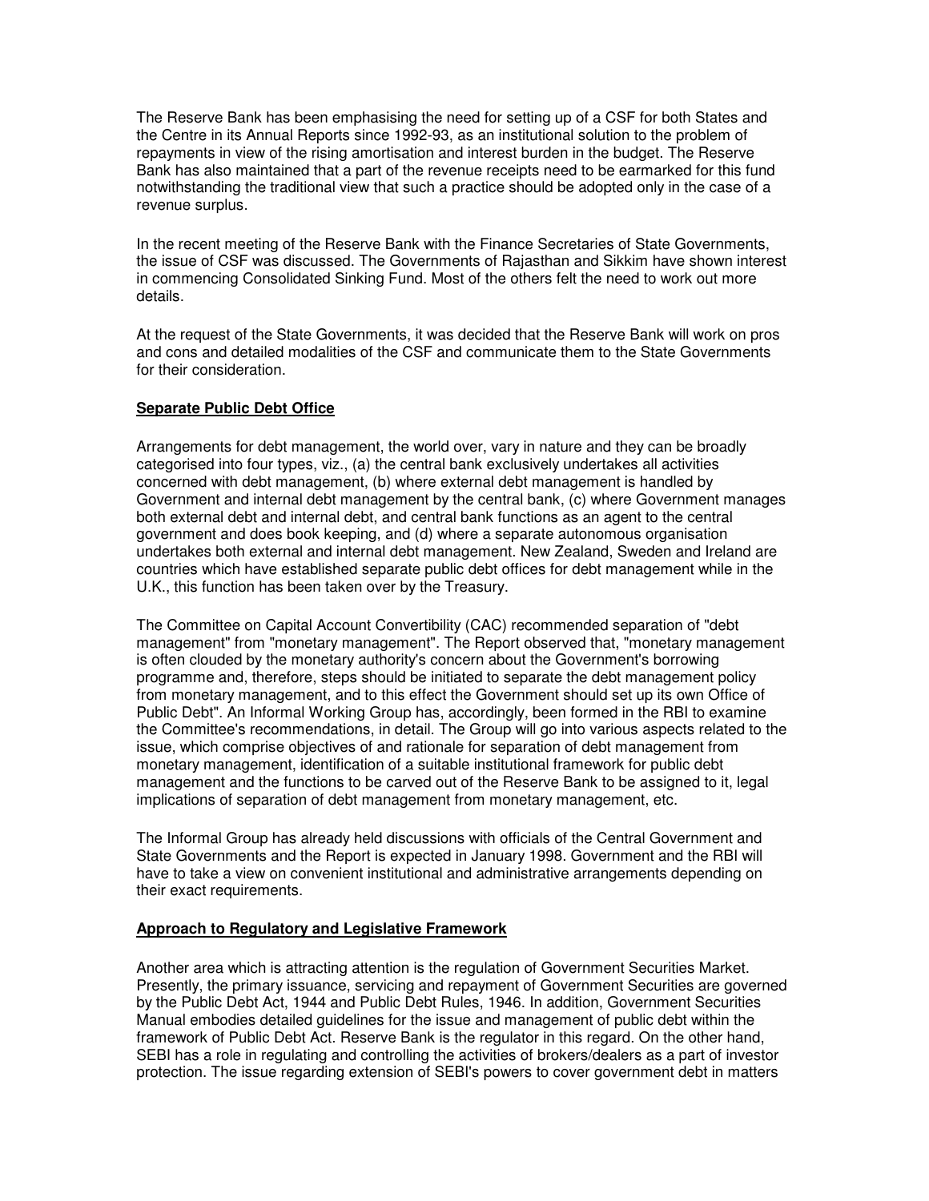The Reserve Bank has been emphasising the need for setting up of a CSF for both States and the Centre in its Annual Reports since 1992-93, as an institutional solution to the problem of repayments in view of the rising amortisation and interest burden in the budget. The Reserve Bank has also maintained that a part of the revenue receipts need to be earmarked for this fund notwithstanding the traditional view that such a practice should be adopted only in the case of a revenue surplus.

In the recent meeting of the Reserve Bank with the Finance Secretaries of State Governments, the issue of CSF was discussed. The Governments of Rajasthan and Sikkim have shown interest in commencing Consolidated Sinking Fund. Most of the others felt the need to work out more details.

At the request of the State Governments, it was decided that the Reserve Bank will work on pros and cons and detailed modalities of the CSF and communicate them to the State Governments for their consideration.

**Separate Public Debt Office**

Arrangements for debt management, the world over, vary in nature and they can be broadly categorised into four types, viz., (a) the central bank exclusively undertakes all activities concerned with debt management, (b) where external debt management is handled by Government and internal debt management by the central bank, (c) where Government manages both external debt and internal debt, and central bank functions as an agent to the central government and does book keeping, and (d) where a separate autonomous organisation undertakes both external and internal debt management. New Zealand, Sweden and Ireland are countries which have established separate public debt offices for debt management while in the U.K., this function has been taken over by the Treasury.

The Committee on Capital Account Convertibility (CAC) recommended separation of "debt management" from "monetary management". The Report observed that, "monetary management is often clouded by the monetary authority's concern about the Government's borrowing programme and, therefore, steps should be initiated to separate the debt management policy from monetary management, and to this effect the Government should set up its own Office of Public Debt". An Informal Working Group has, accordingly, been formed in the RBI to examine the Committee's recommendations, in detail. The Group will go into various aspects related to the issue, which comprise objectives of and rationale for separation of debt management from monetary management, identification of a suitable institutional framework for public debt management and the functions to be carved out of the Reserve Bank to be assigned to it, legal implications of separation of debt management from monetary management, etc.

The Informal Group has already held discussions with officials of the Central Government and State Governments and the Report is expected in January 1998. Government and the RBI will have to take a view on convenient institutional and administrative arrangements depending on their exact requirements.

**Approach to Regulatory and Legislative Framework**

Another area which is attracting attention is the regulation of Government Securities Market. Presently, the primary issuance, servicing and repayment of Government Securities are governed by the Public Debt Act, 1944 and Public Debt Rules, 1946. In addition, Government Securities Manual embodies detailed guidelines for the issue and management of public debt within the framework of Public Debt Act. Reserve Bank is the regulator in this regard. On the other hand, SEBI has a role in regulating and controlling the activities of brokers/dealers as a part of investor protection. The issue regarding extension of SEBI's powers to cover government debt in matters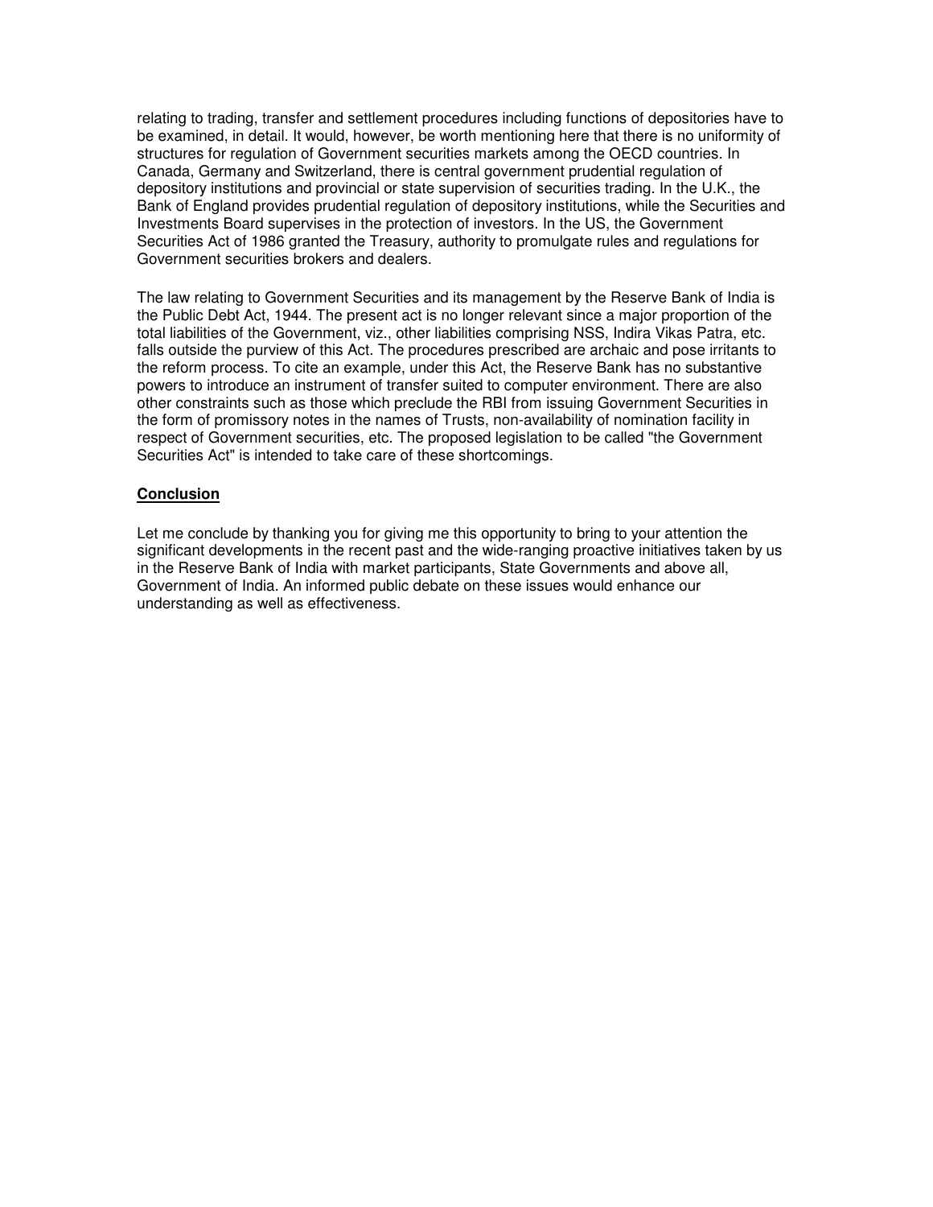relating to trading, transfer and settlement procedures including functions of depositories have to be examined, in detail. It would, however, be worth mentioning here that there is no uniformity of structures for regulation of Government securities markets among the OECD countries. In Canada, Germany and Switzerland, there is central government prudential regulation of depository institutions and provincial or state supervision of securities trading. In the U.K., the Bank of England provides prudential regulation of depository institutions, while the Securities and Investments Board supervises in the protection of investors. In the US, the Government Securities Act of 1986 granted the Treasury, authority to promulgate rules and regulations for Government securities brokers and dealers.

The law relating to Government Securities and its management by the Reserve Bank of India is the Public Debt Act, 1944. The present act is no longer relevant since a major proportion of the total liabilities of the Government, viz., other liabilities comprising NSS, Indira Vikas Patra, etc. falls outside the purview of this Act. The procedures prescribed are archaic and pose irritants to the reform process. To cite an example, under this Act, the Reserve Bank has no substantive powers to introduce an instrument of transfer suited to computer environment. There are also other constraints such as those which preclude the RBI from issuing Government Securities in the form of promissory notes in the names of Trusts, non-availability of nomination facility in respect of Government securities, etc. The proposed legislation to be called "the Government Securities Act" is intended to take care of these shortcomings.

**Conclusion**

Let me conclude by thanking you for giving me this opportunity to bring to your attention the significant developments in the recent past and the wide-ranging proactive initiatives taken by us in the Reserve Bank of India with market participants, State Governments and above all, Government of India. An informed public debate on these issues would enhance our understanding as well as effectiveness.